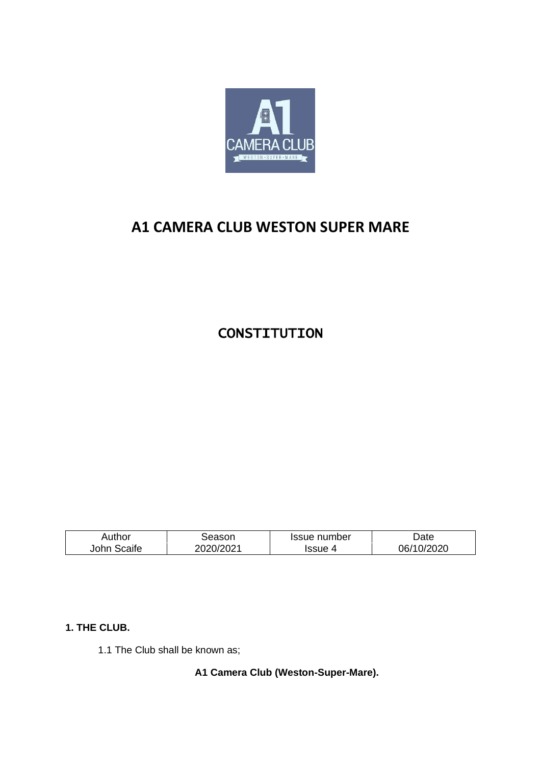# A1 CAMERA CLUB WESTON SUPER MARE

## CONSTITUTION

| Author | Season | Issue number | Date |
|---|---|---|---|
| John Scaife | 2020/2021 | Issue 4 | 06/10/2020 |

**1. THE CLUB.**

1.1 The Club shall be known as;

**A1 Camera Club (Weston-Super-Mare).**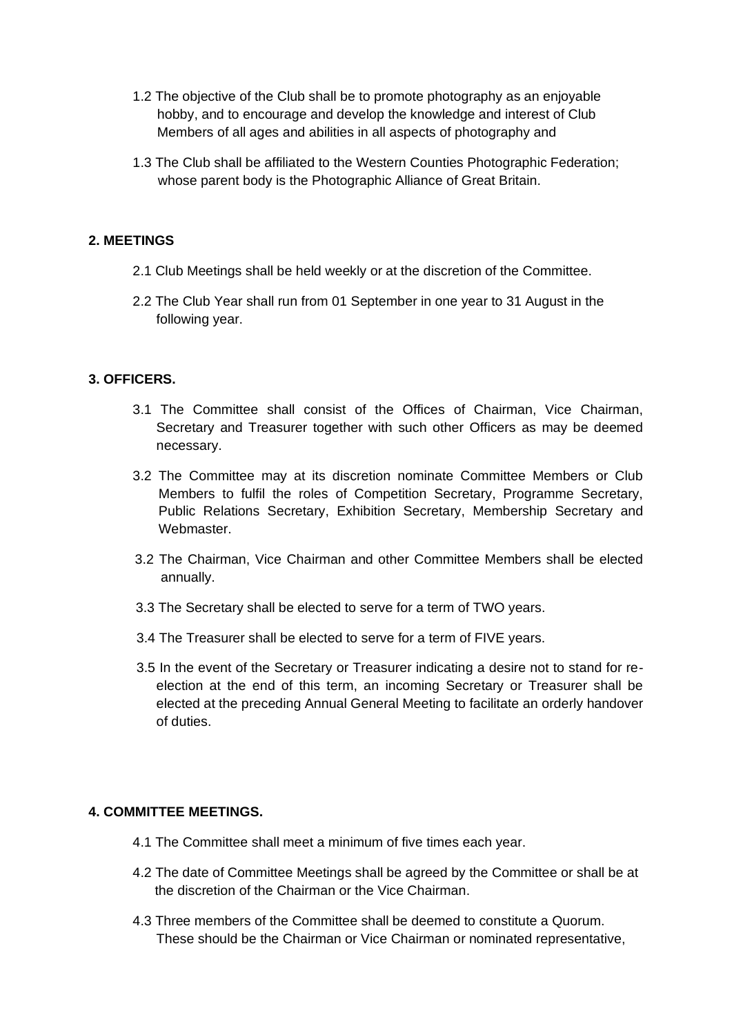1.2 The objective of the Club shall be to promote photography as an enjoyable hobby, and to encourage and develop the knowledge and interest of Club Members of all ages and abilities in all aspects of photography and

1.3 The Club shall be affiliated to the Western Counties Photographic Federation; whose parent body is the Photographic Alliance of Great Britain.

## 2. MEETINGS

2.1 Club Meetings shall be held weekly or at the discretion of the Committee.

2.2 The Club Year shall run from 01 September in one year to 31 August in the following year.

## 3. OFFICERS.

3.1 The Committee shall consist of the Offices of Chairman, Vice Chairman, Secretary and Treasurer together with such other Officers as may be deemed necessary.

3.2 The Committee may at its discretion nominate Committee Members or Club Members to fulfil the roles of Competition Secretary, Programme Secretary, Public Relations Secretary, Exhibition Secretary, Membership Secretary and Webmaster.

3.2 The Chairman, Vice Chairman and other Committee Members shall be elected annually.

3.3 The Secretary shall be elected to serve for a term of TWO years.

3.4 The Treasurer shall be elected to serve for a term of FIVE years.

3.5 In the event of the Secretary or Treasurer indicating a desire not to stand for re-election at the end of this term, an incoming Secretary or Treasurer shall be elected at the preceding Annual General Meeting to facilitate an orderly handover of duties.

## 4. COMMITTEE MEETINGS.

4.1 The Committee shall meet a minimum of five times each year.

4.2 The date of Committee Meetings shall be agreed by the Committee or shall be at the discretion of the Chairman or the Vice Chairman.

4.3 Three members of the Committee shall be deemed to constitute a Quorum. These should be the Chairman or Vice Chairman or nominated representative,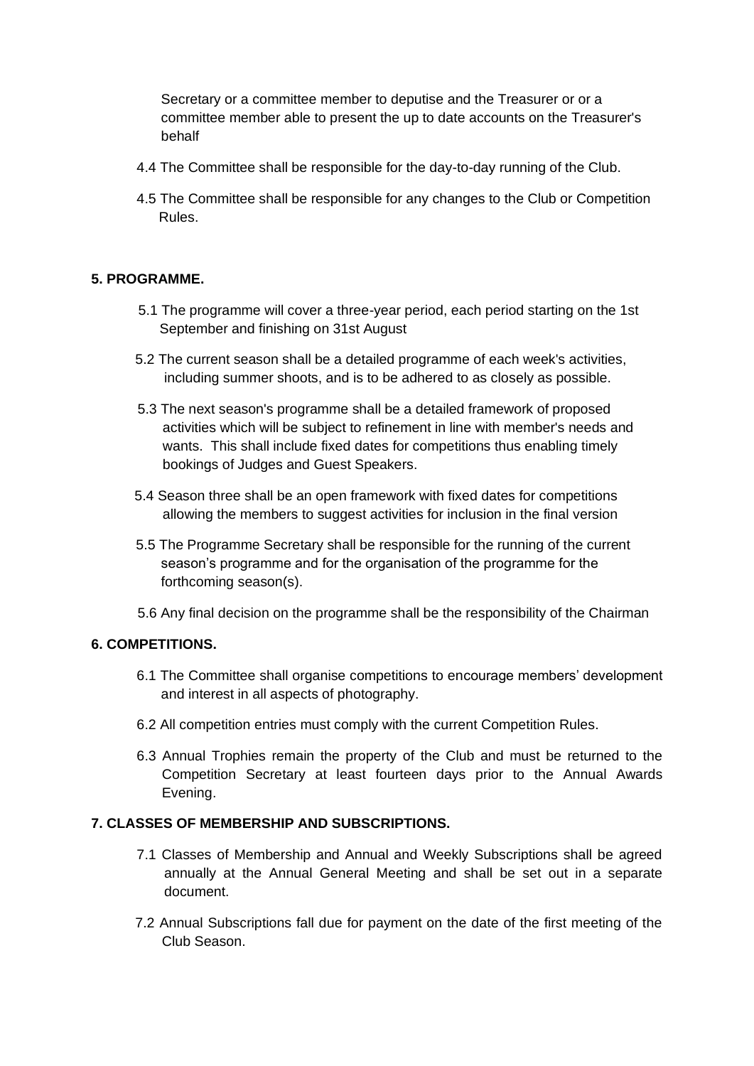Secretary or a committee member to deputise and the Treasurer or or a committee member able to present the up to date accounts on the Treasurer's behalf

4.4 The Committee shall be responsible for the day-to-day running of the Club.

4.5 The Committee shall be responsible for any changes to the Club or Competition Rules.

## 5. PROGRAMME.

5.1 The programme will cover a three-year period, each period starting on the 1st September and finishing on 31st August

5.2 The current season shall be a detailed programme of each week's activities, including summer shoots, and is to be adhered to as closely as possible.

5.3 The next season's programme shall be a detailed framework of proposed activities which will be subject to refinement in line with member's needs and wants. This shall include fixed dates for competitions thus enabling timely bookings of Judges and Guest Speakers.

5.4 Season three shall be an open framework with fixed dates for competitions allowing the members to suggest activities for inclusion in the final version

5.5 The Programme Secretary shall be responsible for the running of the current season's programme and for the organisation of the programme for the forthcoming season(s).

5.6 Any final decision on the programme shall be the responsibility of the Chairman

## 6. COMPETITIONS.

6.1 The Committee shall organise competitions to encourage members' development and interest in all aspects of photography.

6.2 All competition entries must comply with the current Competition Rules.

6.3 Annual Trophies remain the property of the Club and must be returned to the Competition Secretary at least fourteen days prior to the Annual Awards Evening.

## 7. CLASSES OF MEMBERSHIP AND SUBSCRIPTIONS.

7.1 Classes of Membership and Annual and Weekly Subscriptions shall be agreed annually at the Annual General Meeting and shall be set out in a separate document.

7.2 Annual Subscriptions fall due for payment on the date of the first meeting of the Club Season.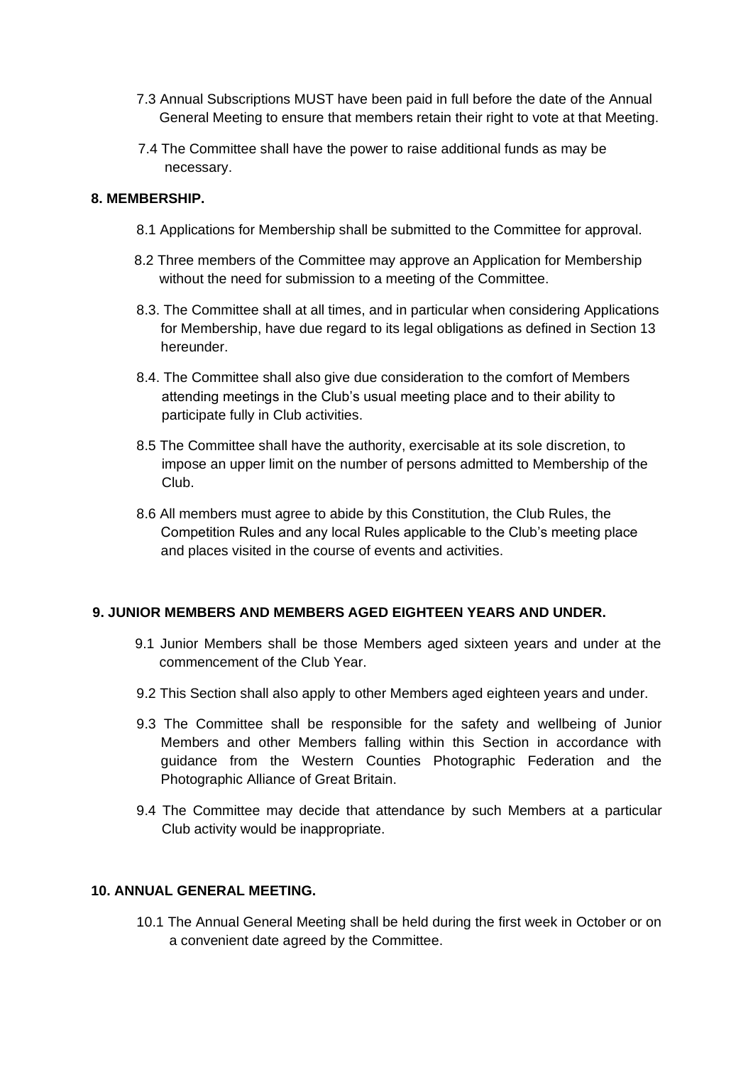7.3 Annual Subscriptions MUST have been paid in full before the date of the Annual General Meeting to ensure that members retain their right to vote at that Meeting.

7.4 The Committee shall have the power to raise additional funds as may be necessary.

**8. MEMBERSHIP.**

8.1 Applications for Membership shall be submitted to the Committee for approval.

8.2 Three members of the Committee may approve an Application for Membership without the need for submission to a meeting of the Committee.

8.3. The Committee shall at all times, and in particular when considering Applications for Membership, have due regard to its legal obligations as defined in Section 13 hereunder.

8.4. The Committee shall also give due consideration to the comfort of Members attending meetings in the Club's usual meeting place and to their ability to participate fully in Club activities.

8.5 The Committee shall have the authority, exercisable at its sole discretion, to impose an upper limit on the number of persons admitted to Membership of the Club.

8.6 All members must agree to abide by this Constitution, the Club Rules, the Competition Rules and any local Rules applicable to the Club's meeting place and places visited in the course of events and activities.

**9. JUNIOR MEMBERS AND MEMBERS AGED EIGHTEEN YEARS AND UNDER.**

9.1 Junior Members shall be those Members aged sixteen years and under at the commencement of the Club Year.

9.2 This Section shall also apply to other Members aged eighteen years and under.

9.3 The Committee shall be responsible for the safety and wellbeing of Junior Members and other Members falling within this Section in accordance with guidance from the Western Counties Photographic Federation and the Photographic Alliance of Great Britain.

9.4 The Committee may decide that attendance by such Members at a particular Club activity would be inappropriate.

**10. ANNUAL GENERAL MEETING.**

10.1 The Annual General Meeting shall be held during the first week in October or on a convenient date agreed by the Committee.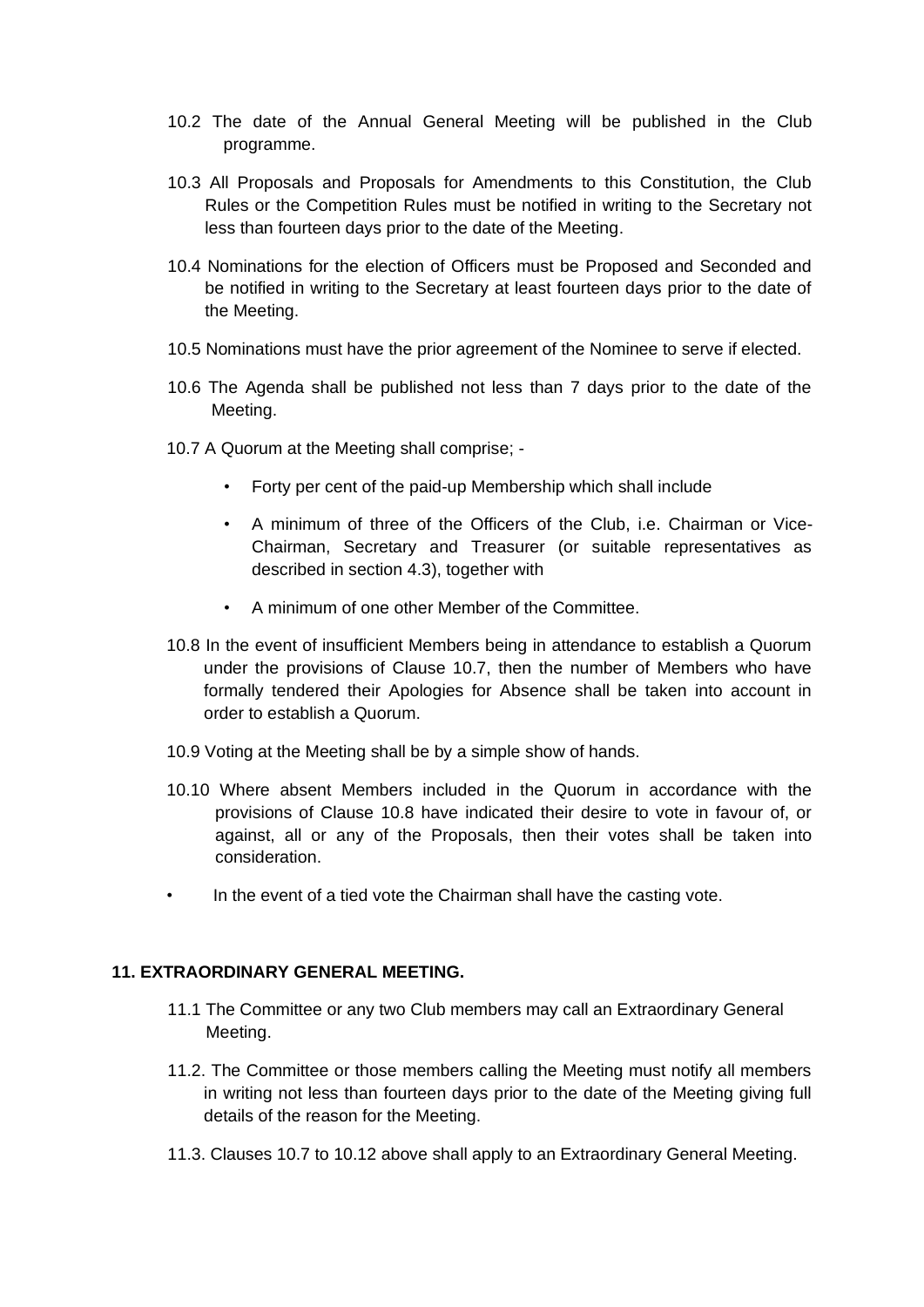10.2 The date of the Annual General Meeting will be published in the Club programme.

10.3 All Proposals and Proposals for Amendments to this Constitution, the Club Rules or the Competition Rules must be notified in writing to the Secretary not less than fourteen days prior to the date of the Meeting.

10.4 Nominations for the election of Officers must be Proposed and Seconded and be notified in writing to the Secretary at least fourteen days prior to the date of the Meeting.

10.5 Nominations must have the prior agreement of the Nominee to serve if elected.

10.6 The Agenda shall be published not less than 7 days prior to the date of the Meeting.

10.7 A Quorum at the Meeting shall comprise; -

- Forty per cent of the paid-up Membership which shall include
- A minimum of three of the Officers of the Club, i.e. Chairman or Vice-Chairman, Secretary and Treasurer (or suitable representatives as described in section 4.3), together with
- A minimum of one other Member of the Committee.

10.8 In the event of insufficient Members being in attendance to establish a Quorum under the provisions of Clause 10.7, then the number of Members who have formally tendered their Apologies for Absence shall be taken into account in order to establish a Quorum.

10.9 Voting at the Meeting shall be by a simple show of hands.

10.10 Where absent Members included in the Quorum in accordance with the provisions of Clause 10.8 have indicated their desire to vote in favour of, or against, all or any of the Proposals, then their votes shall be taken into consideration.

- In the event of a tied vote the Chairman shall have the casting vote.

## 11. EXTRAORDINARY GENERAL MEETING.

11.1 The Committee or any two Club members may call an Extraordinary General Meeting.

11.2. The Committee or those members calling the Meeting must notify all members in writing not less than fourteen days prior to the date of the Meeting giving full details of the reason for the Meeting.

11.3. Clauses 10.7 to 10.12 above shall apply to an Extraordinary General Meeting.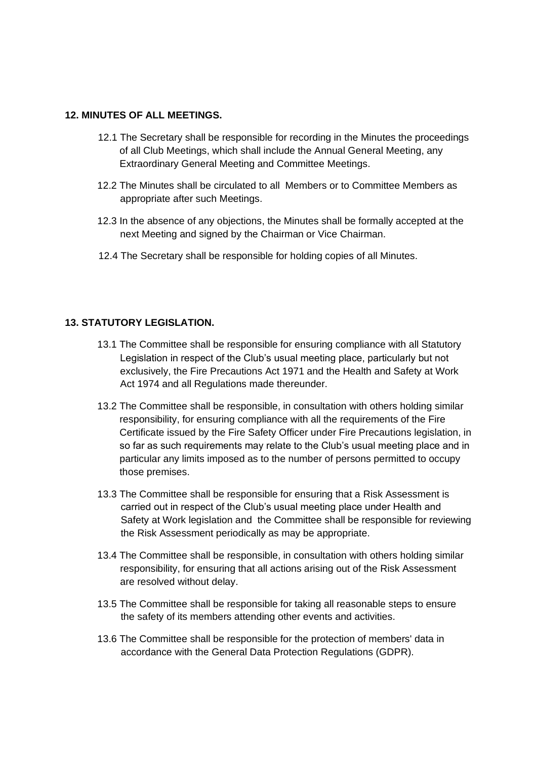**12. MINUTES OF ALL MEETINGS.**

12.1 The Secretary shall be responsible for recording in the Minutes the proceedings of all Club Meetings, which shall include the Annual General Meeting, any Extraordinary General Meeting and Committee Meetings.

12.2 The Minutes shall be circulated to all Members or to Committee Members as appropriate after such Meetings.

12.3 In the absence of any objections, the Minutes shall be formally accepted at the next Meeting and signed by the Chairman or Vice Chairman.

12.4 The Secretary shall be responsible for holding copies of all Minutes.

**13. STATUTORY LEGISLATION.**

13.1 The Committee shall be responsible for ensuring compliance with all Statutory Legislation in respect of the Club's usual meeting place, particularly but not exclusively, the Fire Precautions Act 1971 and the Health and Safety at Work Act 1974 and all Regulations made thereunder.

13.2 The Committee shall be responsible, in consultation with others holding similar responsibility, for ensuring compliance with all the requirements of the Fire Certificate issued by the Fire Safety Officer under Fire Precautions legislation, in so far as such requirements may relate to the Club's usual meeting place and in particular any limits imposed as to the number of persons permitted to occupy those premises.

13.3 The Committee shall be responsible for ensuring that a Risk Assessment is carried out in respect of the Club's usual meeting place under Health and Safety at Work legislation and the Committee shall be responsible for reviewing the Risk Assessment periodically as may be appropriate.

13.4 The Committee shall be responsible, in consultation with others holding similar responsibility, for ensuring that all actions arising out of the Risk Assessment are resolved without delay.

13.5 The Committee shall be responsible for taking all reasonable steps to ensure the safety of its members attending other events and activities.

13.6 The Committee shall be responsible for the protection of members' data in accordance with the General Data Protection Regulations (GDPR).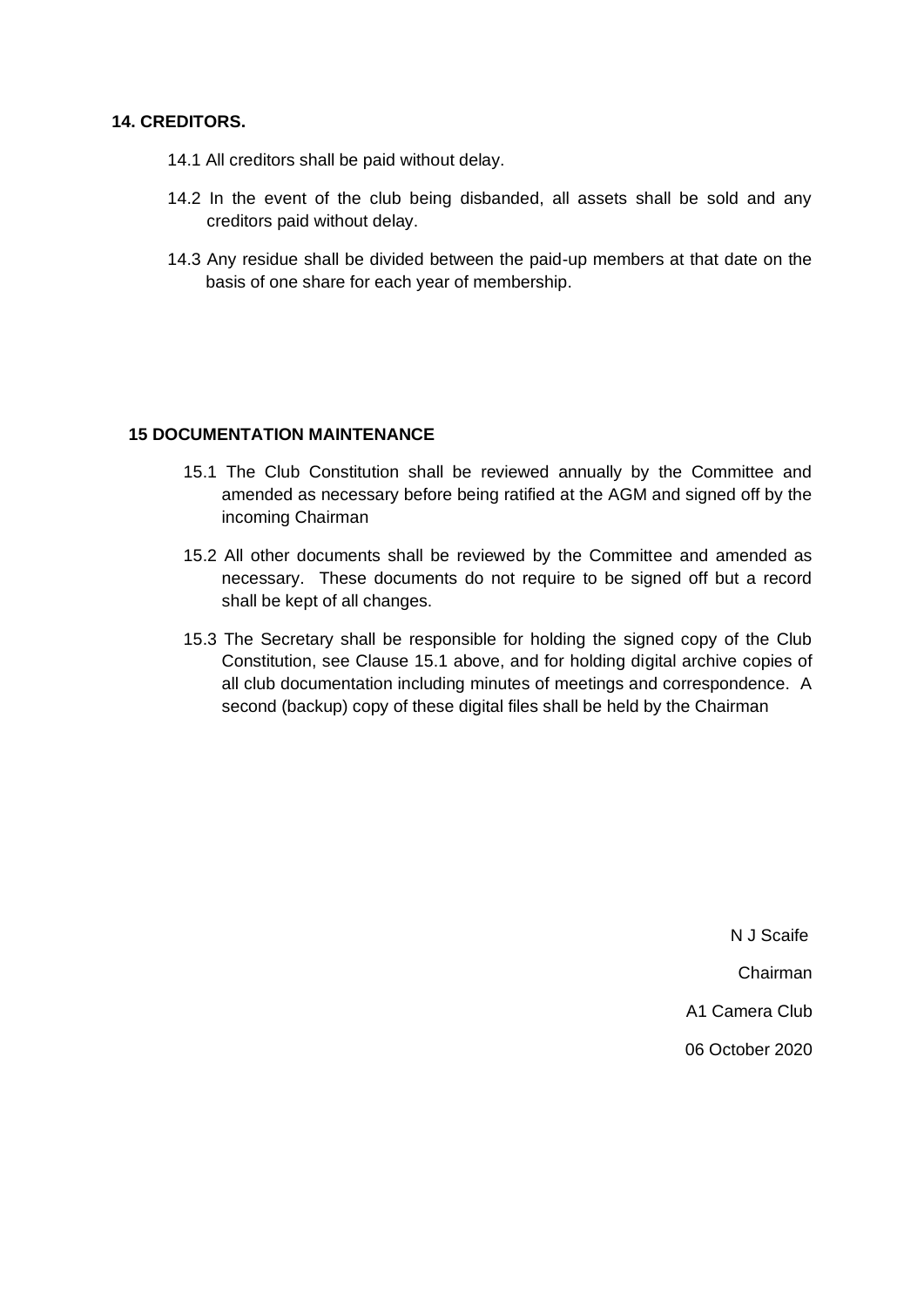## 14. CREDITORS.

14.1 All creditors shall be paid without delay.

14.2 In the event of the club being disbanded, all assets shall be sold and any creditors paid without delay.

14.3 Any residue shall be divided between the paid-up members at that date on the basis of one share for each year of membership.

## 15 DOCUMENTATION MAINTENANCE

15.1 The Club Constitution shall be reviewed annually by the Committee and amended as necessary before being ratified at the AGM and signed off by the incoming Chairman

15.2 All other documents shall be reviewed by the Committee and amended as necessary. These documents do not require to be signed off but a record shall be kept of all changes.

15.3 The Secretary shall be responsible for holding the signed copy of the Club Constitution, see Clause 15.1 above, and for holding digital archive copies of all club documentation including minutes of meetings and correspondence. A second (backup) copy of these digital files shall be held by the Chairman

N J Scaife

Chairman

A1 Camera Club

06 October 2020